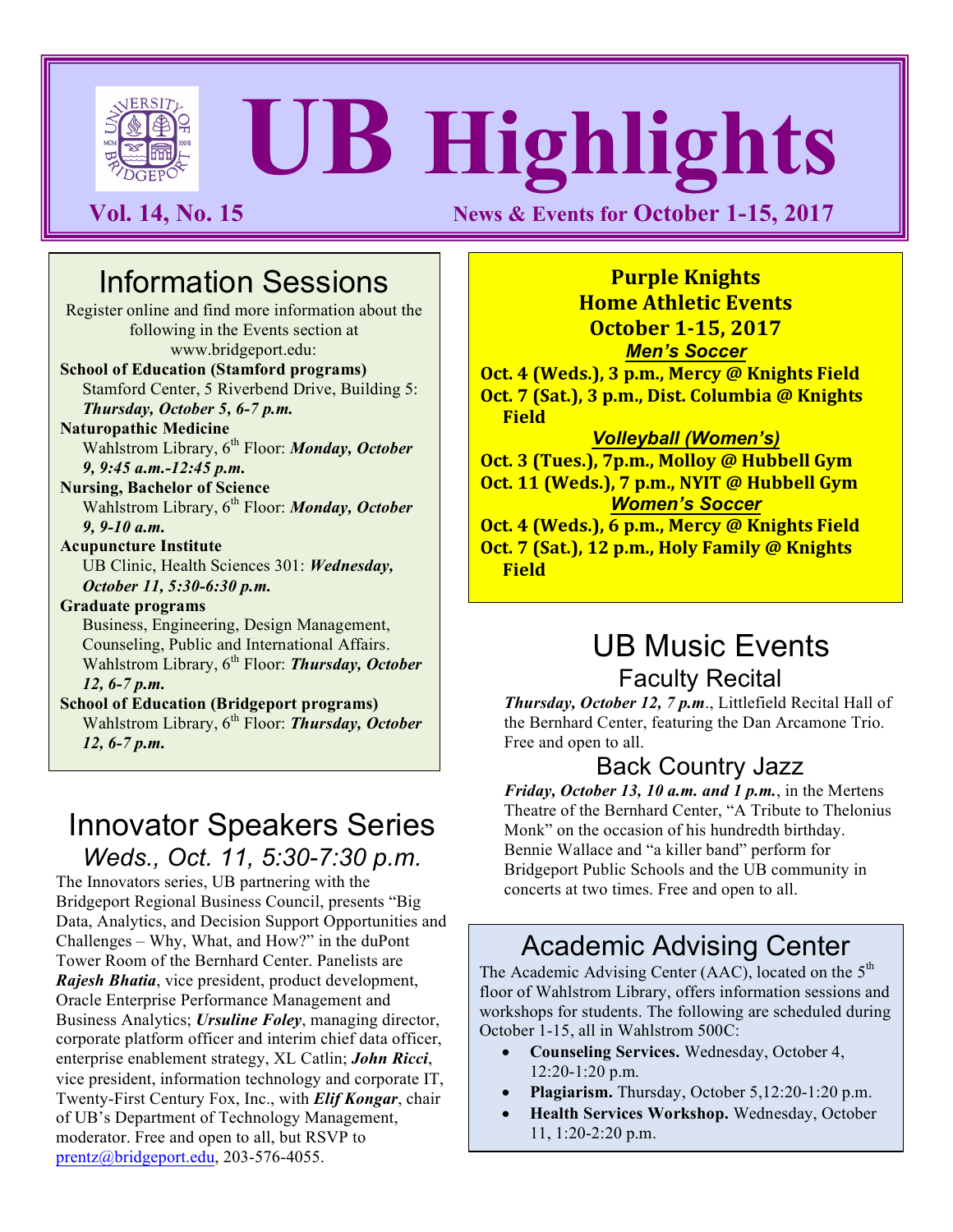# UB Highlights

**Vol. 14, No. 15** News & Events for October 1-15, 2017

## Information Sessions

Register online and find more information about the following in the Events section at www.bridgeport.edu:

**School of Education (Stamford programs)**
Stamford Center, 5 Riverbend Drive, Building 5: ***Thursday, October 5, 6-7 p.m.***

**Naturopathic Medicine**
Wahlstrom Library, 6th Floor: ***Monday, October 9, 9:45 a.m.-12:45 p.m.***

**Nursing, Bachelor of Science**
Wahlstrom Library, 6th Floor: ***Monday, October 9, 9-10 a.m.***

**Acupuncture Institute**
UB Clinic, Health Sciences 301: ***Wednesday, October 11, 5:30-6:30 p.m.***

**Graduate programs**
Business, Engineering, Design Management, Counseling, Public and International Affairs. Wahlstrom Library, 6th Floor: ***Thursday, October 12, 6-7 p.m.***

**School of Education (Bridgeport programs)**
Wahlstrom Library, 6th Floor: ***Thursday, October 12, 6-7 p.m.***

## Innovator Speakers Series

*Weds., Oct. 11, 5:30-7:30 p.m.*

The Innovators series, UB partnering with the Bridgeport Regional Business Council, presents "Big Data, Analytics, and Decision Support Opportunities and Challenges – Why, What, and How?" in the duPont Tower Room of the Bernhard Center. Panelists are ***Rajesh Bhatia***, vice president, product development, Oracle Enterprise Performance Management and Business Analytics; ***Ursuline Foley***, managing director, corporate platform officer and interim chief data officer, enterprise enablement strategy, XL Catlin; ***John Ricci***, vice president, information technology and corporate IT, Twenty-First Century Fox, Inc., with ***Elif Kongar***, chair of UB's Department of Technology Management, moderator. Free and open to all, but RSVP to prentz@bridgeport.edu, 203-576-4055.

## Purple Knights Home Athletic Events October 1-15, 2017

***Men's Soccer***

**Oct. 4 (Weds.), 3 p.m., Mercy @ Knights Field**
**Oct. 7 (Sat.), 3 p.m., Dist. Columbia @ Knights Field**

***Volleyball (Women's)***

**Oct. 3 (Tues.), 7p.m., Molloy @ Hubbell Gym**
**Oct. 11 (Weds.), 7 p.m., NYIT @ Hubbell Gym**

***Women's Soccer***

**Oct. 4 (Weds.), 6 p.m., Mercy @ Knights Field**
**Oct. 7 (Sat.), 12 p.m., Holy Family @ Knights Field**

## UB Music Events

### Faculty Recital

***Thursday, October 12, 7 p.m.***, Littlefield Recital Hall of the Bernhard Center, featuring the Dan Arcamone Trio. Free and open to all.

### Back Country Jazz

***Friday, October 13, 10 a.m. and 1 p.m.***, in the Mertens Theatre of the Bernhard Center, "A Tribute to Thelonius Monk" on the occasion of his hundredth birthday. Bennie Wallace and "a killer band" perform for Bridgeport Public Schools and the UB community in concerts at two times. Free and open to all.

## Academic Advising Center

The Academic Advising Center (AAC), located on the 5th floor of Wahlstrom Library, offers information sessions and workshops for students. The following are scheduled during October 1-15, all in Wahlstrom 500C:

- **Counseling Services.** Wednesday, October 4, 12:20-1:20 p.m.
- **Plagiarism.** Thursday, October 5,12:20-1:20 p.m.
- **Health Services Workshop.** Wednesday, October 11, 1:20-2:20 p.m.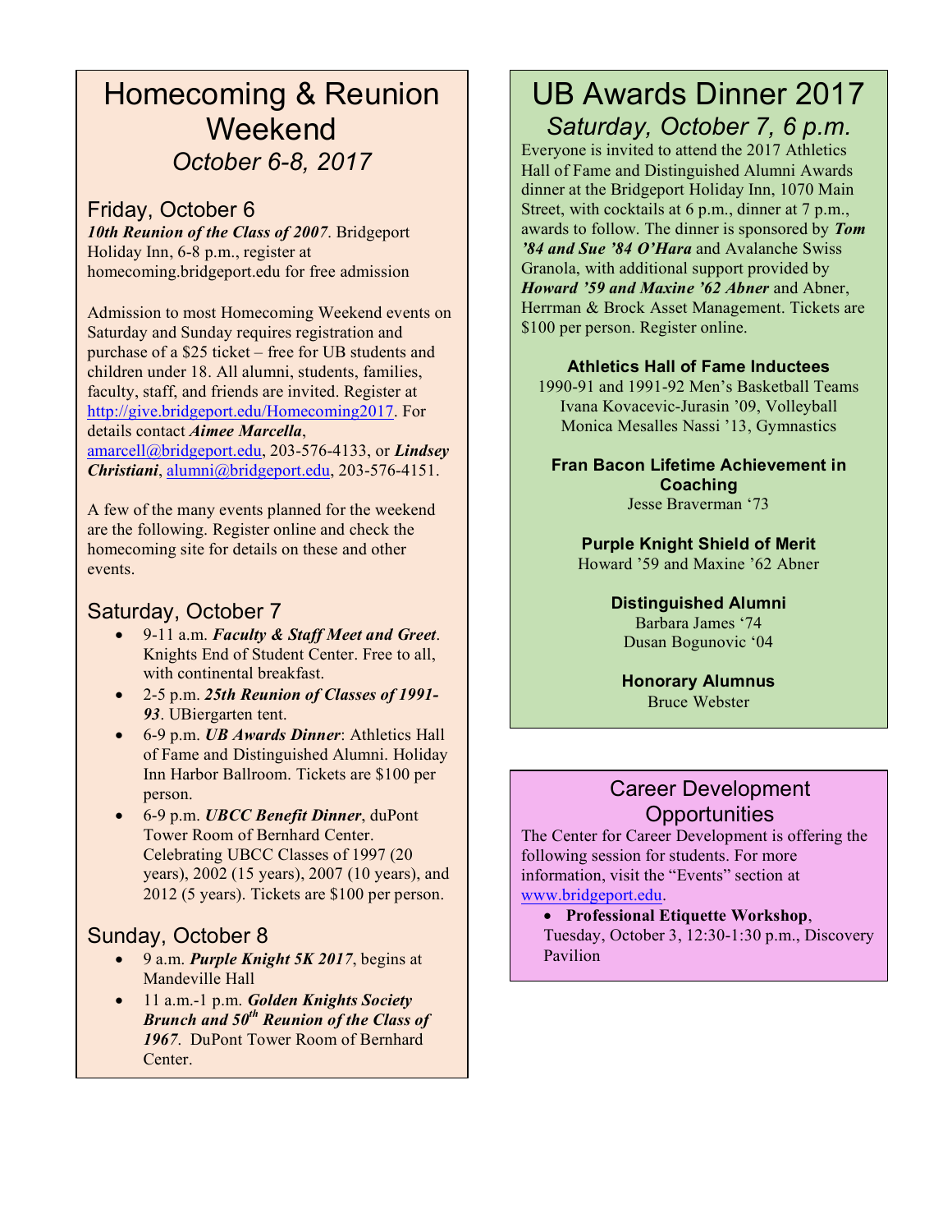# Homecoming & Reunion Weekend

*October 6-8, 2017*

## Friday, October 6

***10th Reunion of the Class of 2007***. Bridgeport Holiday Inn, 6-8 p.m., register at homecoming.bridgeport.edu for free admission

Admission to most Homecoming Weekend events on Saturday and Sunday requires registration and purchase of a $25 ticket – free for UB students and children under 18. All alumni, students, families, faculty, staff, and friends are invited. Register at http://give.bridgeport.edu/Homecoming2017. For details contact ***Aimee Marcella***, amarcell@bridgeport.edu, 203-576-4133, or ***Lindsey Christiani***, alumni@bridgeport.edu, 203-576-4151.

A few of the many events planned for the weekend are the following. Register online and check the homecoming site for details on these and other events.

## Saturday, October 7

- 9-11 a.m. ***Faculty & Staff Meet and Greet***. Knights End of Student Center. Free to all, with continental breakfast.
- 2-5 p.m. ***25th Reunion of Classes of 1991-93***. UBiergarten tent.
- 6-9 p.m. ***UB Awards Dinner***: Athletics Hall of Fame and Distinguished Alumni. Holiday Inn Harbor Ballroom. Tickets are $100 per person.
- 6-9 p.m. ***UBCC Benefit Dinner***, duPont Tower Room of Bernhard Center. Celebrating UBCC Classes of 1997 (20 years), 2002 (15 years), 2007 (10 years), and 2012 (5 years). Tickets are $100 per person.

## Sunday, October 8

- 9 a.m. ***Purple Knight 5K 2017***, begins at Mandeville Hall
- 11 a.m.-1 p.m. ***Golden Knights Society Brunch and 50th Reunion of the Class of 1967***. DuPont Tower Room of Bernhard Center.

# UB Awards Dinner 2017

*Saturday, October 7, 6 p.m.*

Everyone is invited to attend the 2017 Athletics Hall of Fame and Distinguished Alumni Awards dinner at the Bridgeport Holiday Inn, 1070 Main Street, with cocktails at 6 p.m., dinner at 7 p.m., awards to follow. The dinner is sponsored by ***Tom '84 and Sue '84 O'Hara*** and Avalanche Swiss Granola, with additional support provided by ***Howard '59 and Maxine '62 Abner*** and Abner, Herrman & Brock Asset Management. Tickets are $100 per person. Register online.

**Athletics Hall of Fame Inductees**

1990-91 and 1991-92 Men's Basketball Teams
Ivana Kovacevic-Jurasin '09, Volleyball
Monica Mesalles Nassi '13, Gymnastics

**Fran Bacon Lifetime Achievement in Coaching**

Jesse Braverman '73

**Purple Knight Shield of Merit**

Howard '59 and Maxine '62 Abner

**Distinguished Alumni**

Barbara James '74
Dusan Bogunovic '04

**Honorary Alumnus**

Bruce Webster

# Career Development Opportunities

The Center for Career Development is offering the following session for students. For more information, visit the "Events" section at www.bridgeport.edu.

- **Professional Etiquette Workshop**, Tuesday, October 3, 12:30-1:30 p.m., Discovery Pavilion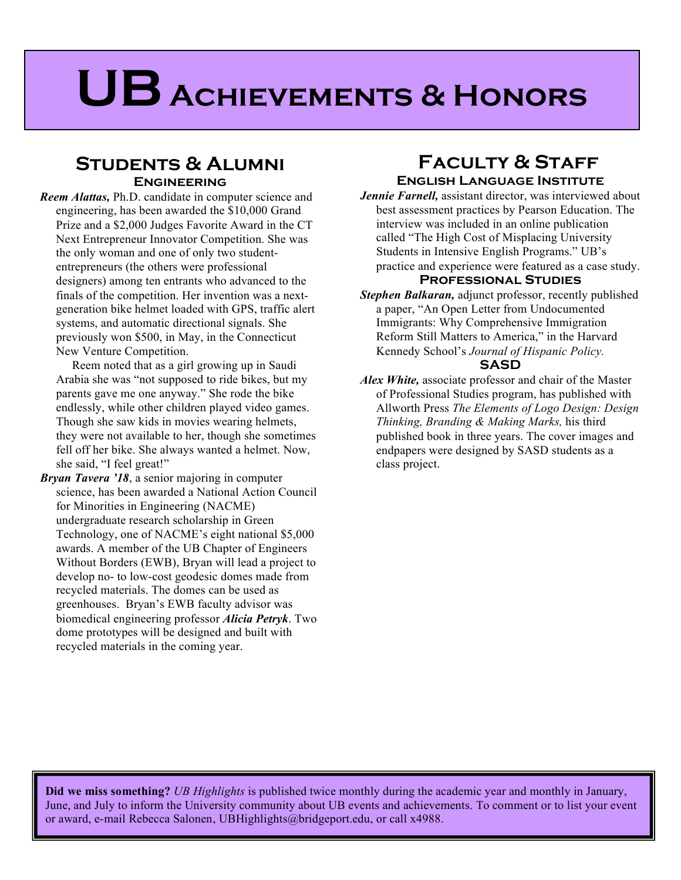# UB Achievements & Honors

## Students & Alumni

### Engineering

***Reem Alattas,*** Ph.D. candidate in computer science and engineering, has been awarded the $10,000 Grand Prize and a $2,000 Judges Favorite Award in the CT Next Entrepreneur Innovator Competition. She was the only woman and one of only two student-entrepreneurs (the others were professional designers) among ten entrants who advanced to the finals of the competition. Her invention was a next-generation bike helmet loaded with GPS, traffic alert systems, and automatic directional signals. She previously won $500, in May, in the Connecticut New Venture Competition.

Reem noted that as a girl growing up in Saudi Arabia she was "not supposed to ride bikes, but my parents gave me one anyway." She rode the bike endlessly, while other children played video games. Though she saw kids in movies wearing helmets, they were not available to her, though she sometimes fell off her bike. She always wanted a helmet. Now, she said, "I feel great!"

***Bryan Tavera '18***, a senior majoring in computer science, has been awarded a National Action Council for Minorities in Engineering (NACME) undergraduate research scholarship in Green Technology, one of NACME's eight national $5,000 awards. A member of the UB Chapter of Engineers Without Borders (EWB), Bryan will lead a project to develop no- to low-cost geodesic domes made from recycled materials. The domes can be used as greenhouses. Bryan's EWB faculty advisor was biomedical engineering professor ***Alicia Petryk***. Two dome prototypes will be designed and built with recycled materials in the coming year.

## Faculty & Staff

### English Language Institute

***Jennie Farnell,*** assistant director, was interviewed about best assessment practices by Pearson Education. The interview was included in an online publication called "The High Cost of Misplacing University Students in Intensive English Programs." UB's practice and experience were featured as a case study.

### Professional Studies

***Stephen Balkaran,*** adjunct professor, recently published a paper, "An Open Letter from Undocumented Immigrants: Why Comprehensive Immigration Reform Still Matters to America," in the Harvard Kennedy School's *Journal of Hispanic Policy.*

### SASD

***Alex White,*** associate professor and chair of the Master of Professional Studies program, has published with Allworth Press *The Elements of Logo Design: Design Thinking, Branding & Making Marks,* his third published book in three years. The cover images and endpapers were designed by SASD students as a class project.

**Did we miss something?** *UB Highlights* is published twice monthly during the academic year and monthly in January, June, and July to inform the University community about UB events and achievements. To comment or to list your event or award, e-mail Rebecca Salonen, UBHighlights@bridgeport.edu, or call x4988.